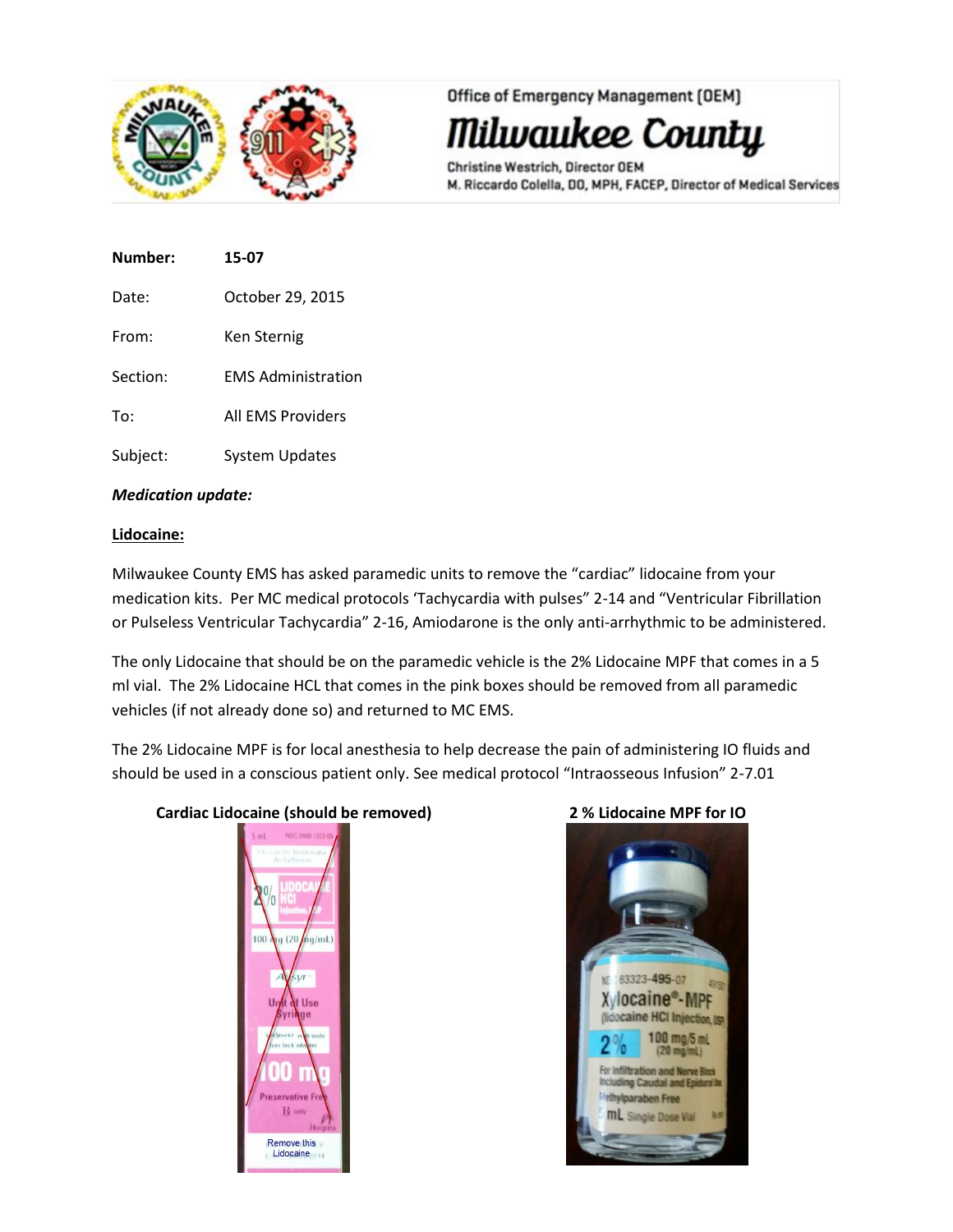Office of Emergency Management (OEM)

# Milwaukee County

Christine Westrich, Director OEM

M. Riccardo Colella, DO, MPH, FACEP, Director of Medical Services

**Number:** **15-07**

Date: October 29, 2015

From: Ken Sternig

Section: EMS Administration

To: All EMS Providers

Subject: System Updates

***Medication update:***

**Lidocaine:**

Milwaukee County EMS has asked paramedic units to remove the "cardiac" lidocaine from your medication kits. Per MC medical protocols 'Tachycardia with pulses" 2-14 and "Ventricular Fibrillation or Pulseless Ventricular Tachycardia" 2-16, Amiodarone is the only anti-arrhythmic to be administered.

The only Lidocaine that should be on the paramedic vehicle is the 2% Lidocaine MPF that comes in a 5 ml vial. The 2% Lidocaine HCL that comes in the pink boxes should be removed from all paramedic vehicles (if not already done so) and returned to MC EMS.

The 2% Lidocaine MPF is for local anesthesia to help decrease the pain of administering IO fluids and should be used in a conscious patient only. See medical protocol "Intraosseous Infusion" 2-7.01

**Cardiac Lidocaine (should be removed)**

**2 % Lidocaine MPF for IO**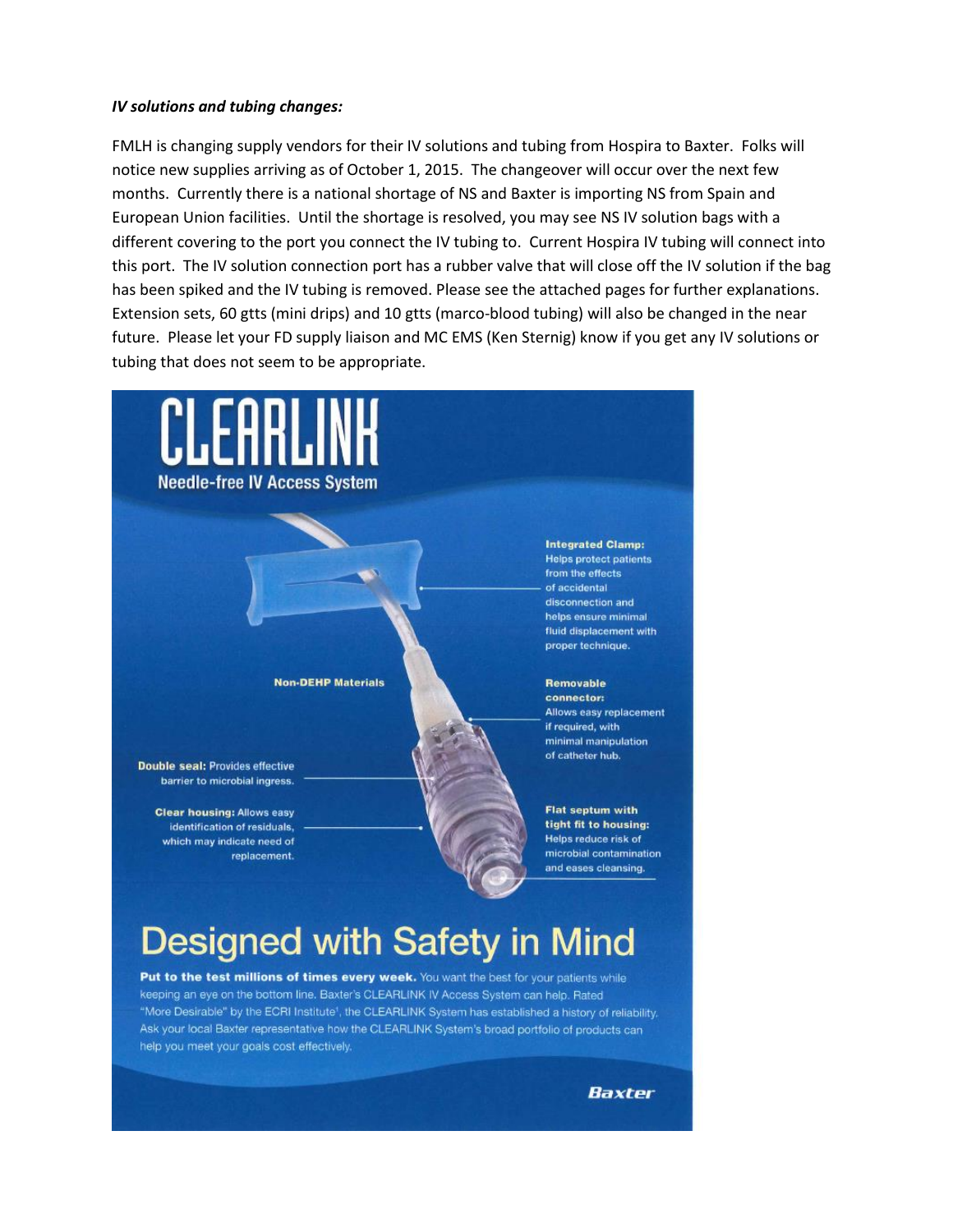***IV solutions and tubing changes:***

FMLH is changing supply vendors for their IV solutions and tubing from Hospira to Baxter. Folks will notice new supplies arriving as of October 1, 2015. The changeover will occur over the next few months. Currently there is a national shortage of NS and Baxter is importing NS from Spain and European Union facilities. Until the shortage is resolved, you may see NS IV solution bags with a different covering to the port you connect the IV tubing to. Current Hospira IV tubing will connect into this port. The IV solution connection port has a rubber valve that will close off the IV solution if the bag has been spiked and the IV tubing is removed. Please see the attached pages for further explanations. Extension sets, 60 gtts (mini drips) and 10 gtts (marco-blood tubing) will also be changed in the near future. Please let your FD supply liaison and MC EMS (Ken Sternig) know if you get any IV solutions or tubing that does not seem to be appropriate.

# CLEARLINK

**Needle-free IV Access System**

**Integrated Clamp:** Helps protect patients from the effects of accidental disconnection and helps ensure minimal fluid displacement with proper technique.

**Non-DEHP Materials**

**Removable connector:** Allows easy replacement if required, with minimal manipulation of catheter hub.

**Double seal:** Provides effective barrier to microbial ingress.

**Clear housing:** Allows easy identification of residuals, which may indicate need of replacement.

**Flat septum with tight fit to housing:** Helps reduce risk of microbial contamination and eases cleansing.

## Designed with Safety in Mind

**Put to the test millions of times every week.** You want the best for your patients while keeping an eye on the bottom line. Baxter's CLEARLINK IV Access System can help. Rated "More Desirable" by the ECRI Institute[1], the CLEARLINK System has established a history of reliability. Ask your local Baxter representative how the CLEARLINK System's broad portfolio of products can help you meet your goals cost effectively.

**Baxter**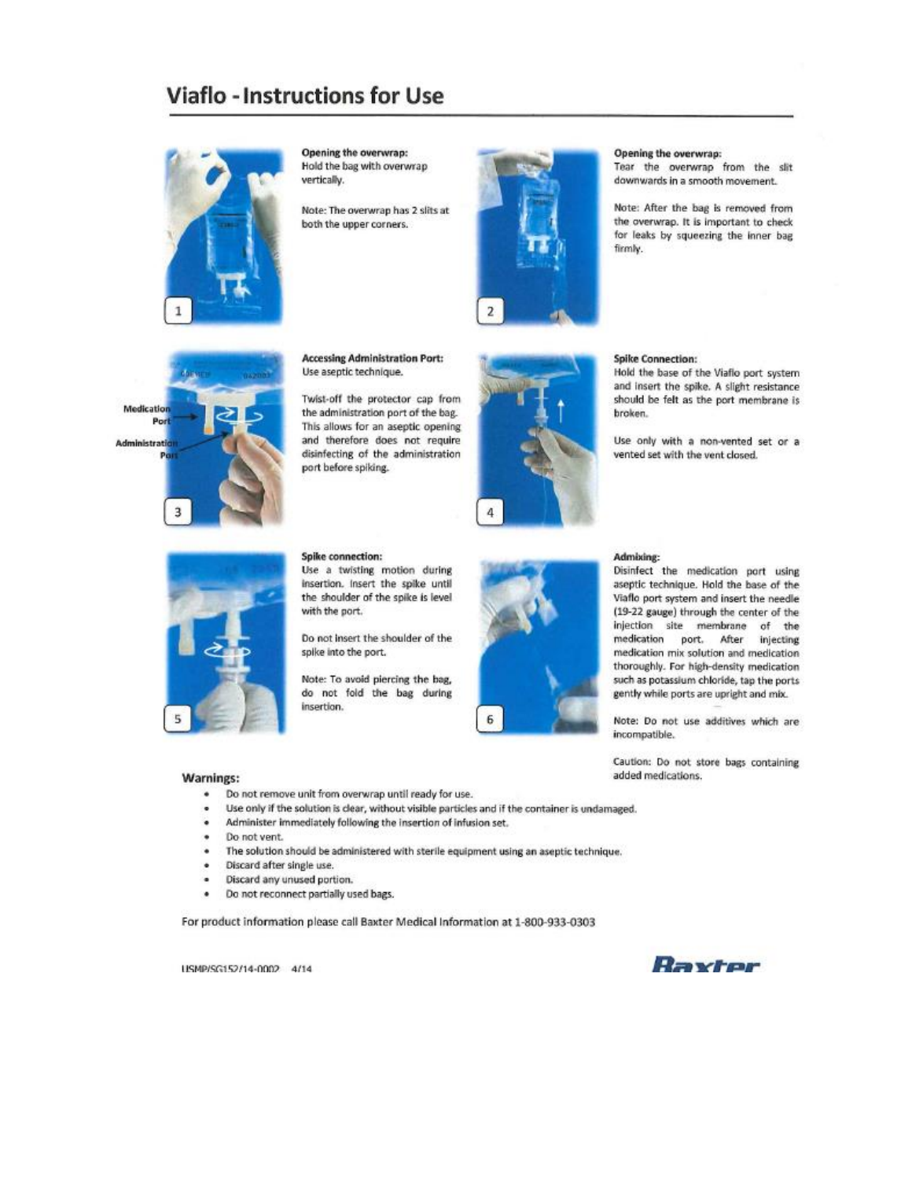# Viaflo - Instructions for Use

**Opening the overwrap:**
Hold the bag with overwrap vertically.

Note: The overwrap has 2 slits at both the upper corners.

**Opening the overwrap:**
Tear the overwrap from the slit downwards in a smooth movement.

Note: After the bag is removed from the overwrap. It is important to check for leaks by squeezing the inner bag firmly.

**Accessing Administration Port:**
Use aseptic technique.

Twist-off the protector cap from the administration port of the bag. This allows for an aseptic opening and therefore does not require disinfecting of the administration port before spiking.

**Spike Connection:**
Hold the base of the Viaflo port system and insert the spike. A slight resistance should be felt as the port membrane is broken.

Use only with a non-vented set or a vented set with the vent closed.

**Spike connection:**
Use a twisting motion during insertion. Insert the spike until the shoulder of the spike is level with the port.

Do not insert the shoulder of the spike into the port.

Note: To avoid piercing the bag, do not fold the bag during insertion.

**Admixing:**
Disinfect the medication port using aseptic technique. Hold the base of the Viaflo port system and insert the needle (19-22 gauge) through the center of the injection site membrane of the medication port. After injecting medication mix solution and medication thoroughly. For high-density medication such as potassium chloride, tap the ports gently while ports are upright and mix.

Note: Do not use additives which are incompatible.

Caution: Do not store bags containing added medications.

## Warnings:

- Do not remove unit from overwrap until ready for use.
- Use only if the solution is clear, without visible particles and if the container is undamaged.
- Administer immediately following the insertion of infusion set.
- Do not vent.
- The solution should be administered with sterile equipment using an aseptic technique.
- Discard after single use.
- Discard any unused portion.
- Do not reconnect partially used bags.

For product information please call Baxter Medical Information at 1-800-933-0303

USMP/SG152/14-0002 4/14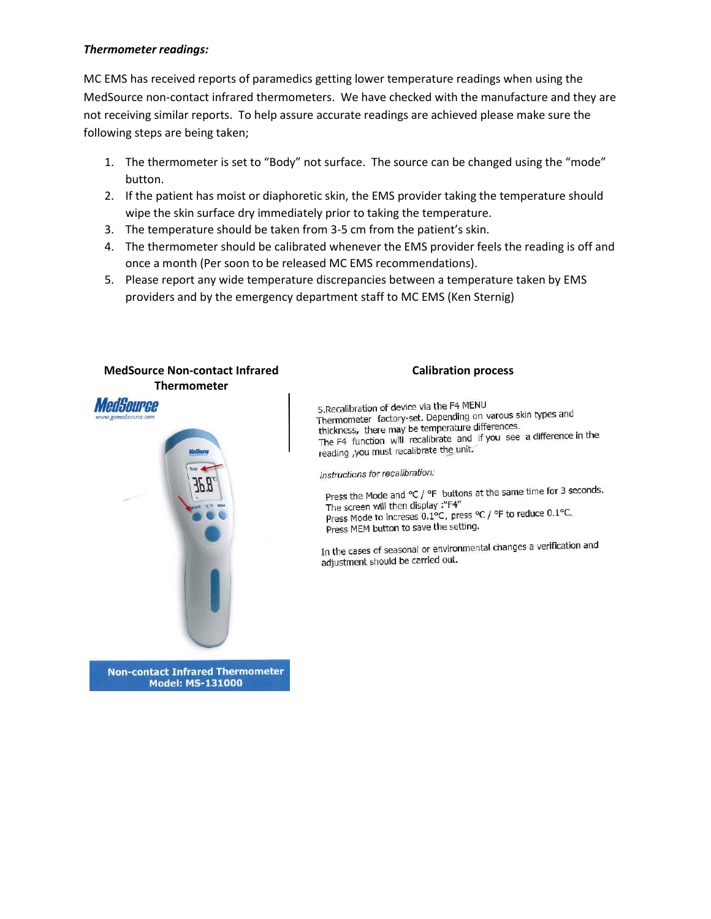***Thermometer readings:***

MC EMS has received reports of paramedics getting lower temperature readings when using the MedSource non-contact infrared thermometers. We have checked with the manufacture and they are not receiving similar reports. To help assure accurate readings are achieved please make sure the following steps are being taken;

1. The thermometer is set to "Body" not surface. The source can be changed using the "mode" button.
2. If the patient has moist or diaphoretic skin, the EMS provider taking the temperature should wipe the skin surface dry immediately prior to taking the temperature.
3. The temperature should be taken from 3-5 cm from the patient's skin.
4. The thermometer should be calibrated whenever the EMS provider feels the reading is off and once a month (Per soon to be released MC EMS recommendations).
5. Please report any wide temperature discrepancies between a temperature taken by EMS providers and by the emergency department staff to MC EMS (Ken Sternig)

**MedSource Non-contact Infrared Thermometer**

MedSource
www.gomedsource.com

Body
36.8 °C
MODE °C/°F MEM

Non-contact Infrared Thermometer
Model: MS-131000

**Calibration process**

5.Recalibration of device via the F4 MENU
Thermometer factory-set. Depending on varous skin types and thickness, there may be temperature differences.
The F4 function will recalibrate and if you see a difference in the reading ,you must recalibrate the unit.

*Instructions for recalibration:*

Press the Mode and °C / °F buttons at the same time for 3 seconds.
The screen will then display :"F4"
Press Mode to increses 0.1°C, press °C / °F to reduce 0.1°C.
Press MEM button to save the setting.

In the cases of seasonal or environmental changes a verification and adjustment should be carried out.